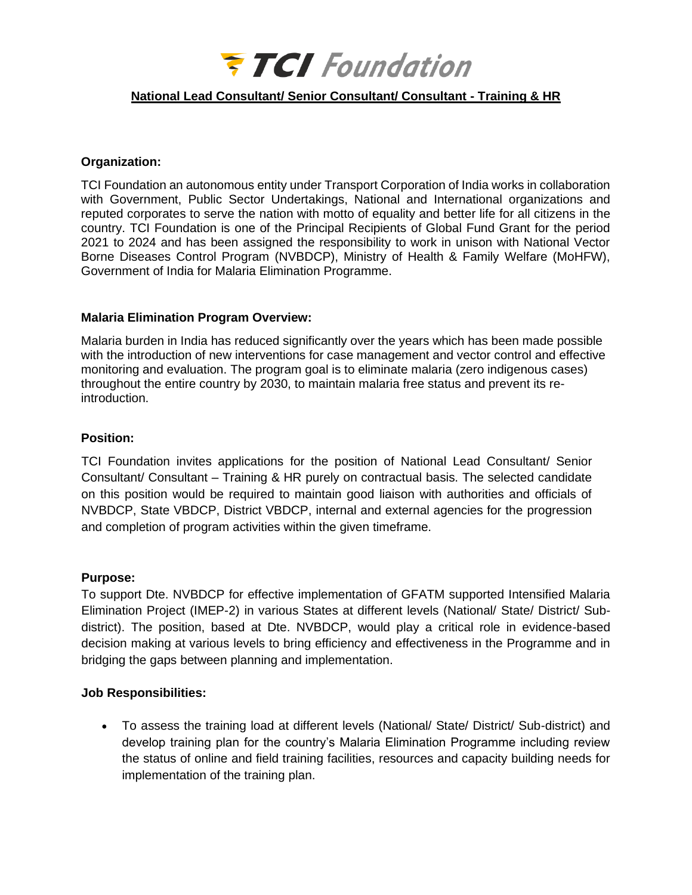**TCI Foundation**

# National Lead Consultant/ Senior Consultant/ Consultant - Training & HR

**Organization:**

TCI Foundation an autonomous entity under Transport Corporation of India works in collaboration with Government, Public Sector Undertakings, National and International organizations and reputed corporates to serve the nation with motto of equality and better life for all citizens in the country. TCI Foundation is one of the Principal Recipients of Global Fund Grant for the period 2021 to 2024 and has been assigned the responsibility to work in unison with National Vector Borne Diseases Control Program (NVBDCP), Ministry of Health & Family Welfare (MoHFW), Government of India for Malaria Elimination Programme.

**Malaria Elimination Program Overview:**

Malaria burden in India has reduced significantly over the years which has been made possible with the introduction of new interventions for case management and vector control and effective monitoring and evaluation. The program goal is to eliminate malaria (zero indigenous cases) throughout the entire country by 2030, to maintain malaria free status and prevent its re-introduction.

**Position:**

TCI Foundation invites applications for the position of National Lead Consultant/ Senior Consultant/ Consultant – Training & HR purely on contractual basis. The selected candidate on this position would be required to maintain good liaison with authorities and officials of NVBDCP, State VBDCP, District VBDCP, internal and external agencies for the progression and completion of program activities within the given timeframe.

**Purpose:**

To support Dte. NVBDCP for effective implementation of GFATM supported Intensified Malaria Elimination Project (IMEP-2) in various States at different levels (National/ State/ District/ Sub-district). The position, based at Dte. NVBDCP, would play a critical role in evidence-based decision making at various levels to bring efficiency and effectiveness in the Programme and in bridging the gaps between planning and implementation.

**Job Responsibilities:**

- To assess the training load at different levels (National/ State/ District/ Sub-district) and develop training plan for the country's Malaria Elimination Programme including review the status of online and field training facilities, resources and capacity building needs for implementation of the training plan.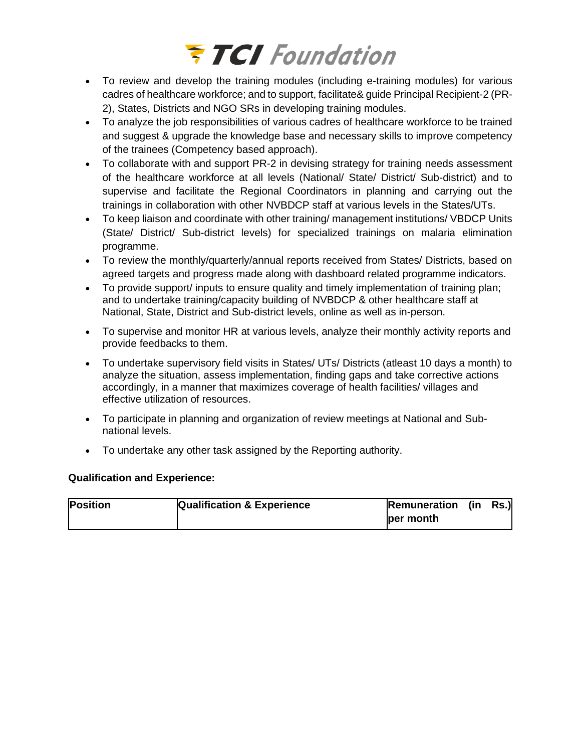- To review and develop the training modules (including e-training modules) for various cadres of healthcare workforce; and to support, facilitate& guide Principal Recipient-2 (PR-2), States, Districts and NGO SRs in developing training modules.
- To analyze the job responsibilities of various cadres of healthcare workforce to be trained and suggest & upgrade the knowledge base and necessary skills to improve competency of the trainees (Competency based approach).
- To collaborate with and support PR-2 in devising strategy for training needs assessment of the healthcare workforce at all levels (National/ State/ District/ Sub-district) and to supervise and facilitate the Regional Coordinators in planning and carrying out the trainings in collaboration with other NVBDCP staff at various levels in the States/UTs.
- To keep liaison and coordinate with other training/ management institutions/ VBDCP Units (State/ District/ Sub-district levels) for specialized trainings on malaria elimination programme.
- To review the monthly/quarterly/annual reports received from States/ Districts, based on agreed targets and progress made along with dashboard related programme indicators.
- To provide support/ inputs to ensure quality and timely implementation of training plan; and to undertake training/capacity building of NVBDCP & other healthcare staff at National, State, District and Sub-district levels, online as well as in-person.
- To supervise and monitor HR at various levels, analyze their monthly activity reports and provide feedbacks to them.
- To undertake supervisory field visits in States/ UTs/ Districts (atleast 10 days a month) to analyze the situation, assess implementation, finding gaps and take corrective actions accordingly, in a manner that maximizes coverage of health facilities/ villages and effective utilization of resources.
- To participate in planning and organization of review meetings at National and Sub-national levels.
- To undertake any other task assigned by the Reporting authority.

**Qualification and Experience:**

| Position | Qualification & Experience | Remuneration (in Rs.) per month |
|---|---|---|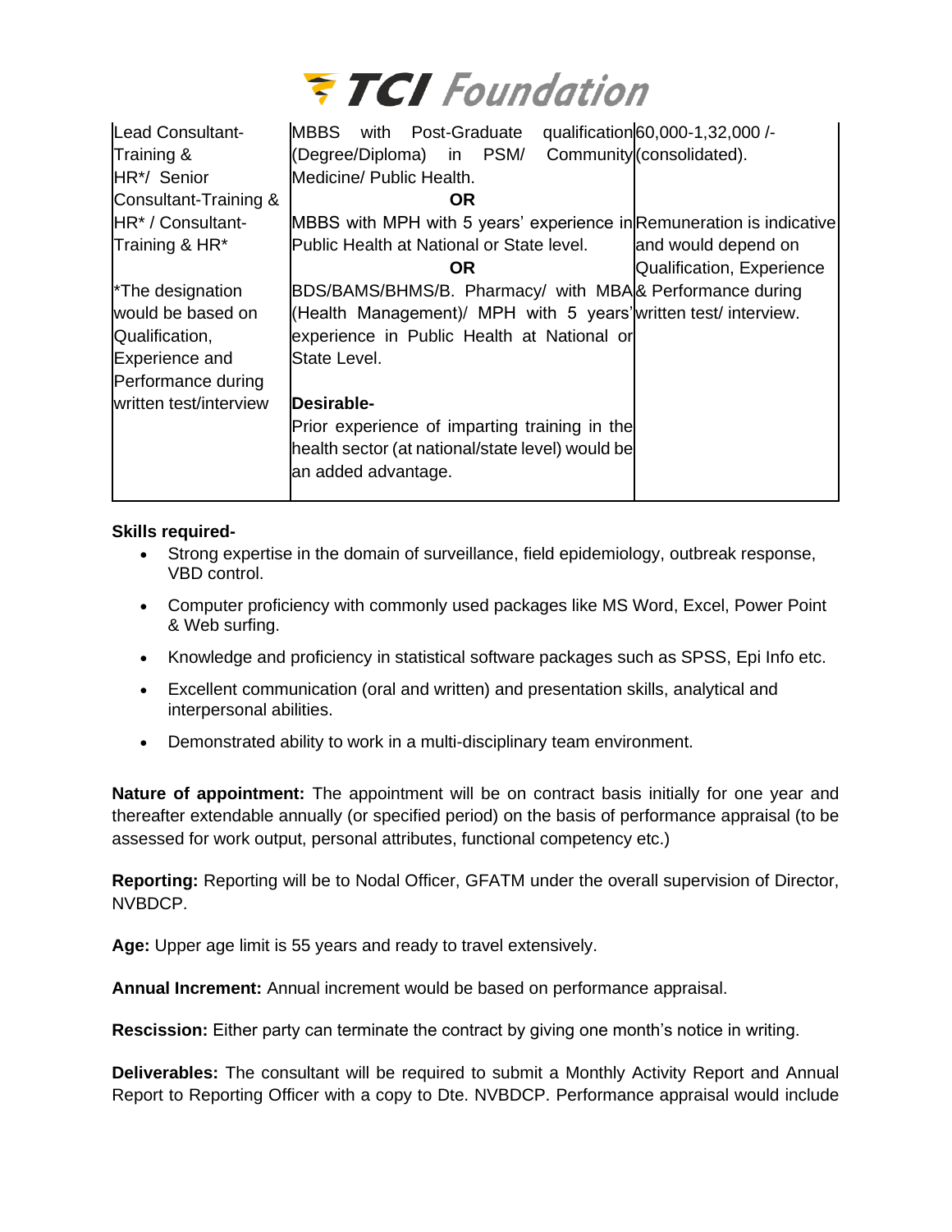| Lead Consultant-Training & HR*/ Senior Consultant-Training & HR* / Consultant-Training & HR*<br><br>*The designation would be based on Qualification, Experience and Performance during written test/interview | MBBS with Post-Graduate qualification (Degree/Diploma) in PSM/ Community Medicine/ Public Health.<br>**OR**<br>MBBS with MPH with 5 years' experience in Public Health at National or State level.<br>**OR**<br>BDS/BAMS/BHMS/B. Pharmacy/ with MBA (Health Management)/ MPH with 5 years' experience in Public Health at National or State Level.<br><br>**Desirable-**<br>Prior experience of imparting training in the health sector (at national/state level) would be an added advantage. | 60,000-1,32,000 /- (consolidated).<br><br>Remuneration is indicative and would depend on Qualification, Experience & Performance during written test/ interview. |
|---|---|---|

**Skills required-**

- Strong expertise in the domain of surveillance, field epidemiology, outbreak response, VBD control.
- Computer proficiency with commonly used packages like MS Word, Excel, Power Point & Web surfing.
- Knowledge and proficiency in statistical software packages such as SPSS, Epi Info etc.
- Excellent communication (oral and written) and presentation skills, analytical and interpersonal abilities.
- Demonstrated ability to work in a multi-disciplinary team environment.

**Nature of appointment:** The appointment will be on contract basis initially for one year and thereafter extendable annually (or specified period) on the basis of performance appraisal (to be assessed for work output, personal attributes, functional competency etc.)

**Reporting:** Reporting will be to Nodal Officer, GFATM under the overall supervision of Director, NVBDCP.

**Age:** Upper age limit is 55 years and ready to travel extensively.

**Annual Increment:** Annual increment would be based on performance appraisal.

**Rescission:** Either party can terminate the contract by giving one month's notice in writing.

**Deliverables:** The consultant will be required to submit a Monthly Activity Report and Annual Report to Reporting Officer with a copy to Dte. NVBDCP. Performance appraisal would include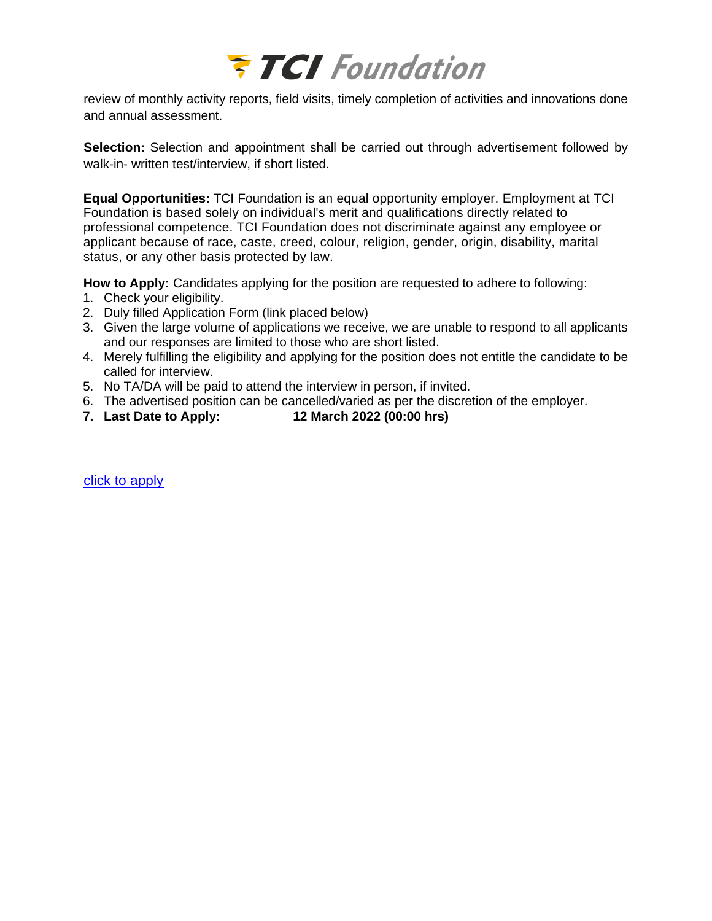review of monthly activity reports, field visits, timely completion of activities and innovations done and annual assessment.

**Selection:** Selection and appointment shall be carried out through advertisement followed by walk-in- written test/interview, if short listed.

**Equal Opportunities:** TCI Foundation is an equal opportunity employer. Employment at TCI Foundation is based solely on individual's merit and qualifications directly related to professional competence. TCI Foundation does not discriminate against any employee or applicant because of race, caste, creed, colour, religion, gender, origin, disability, marital status, or any other basis protected by law.

**How to Apply:** Candidates applying for the position are requested to adhere to following:

1. Check your eligibility.
2. Duly filled Application Form (link placed below)
3. Given the large volume of applications we receive, we are unable to respond to all applicants and our responses are limited to those who are short listed.
4. Merely fulfilling the eligibility and applying for the position does not entitle the candidate to be called for interview.
5. No TA/DA will be paid to attend the interview in person, if invited.
6. The advertised position can be cancelled/varied as per the discretion of the employer.
7. **Last Date to Apply: 12 March 2022 (00:00 hrs)**

click to apply